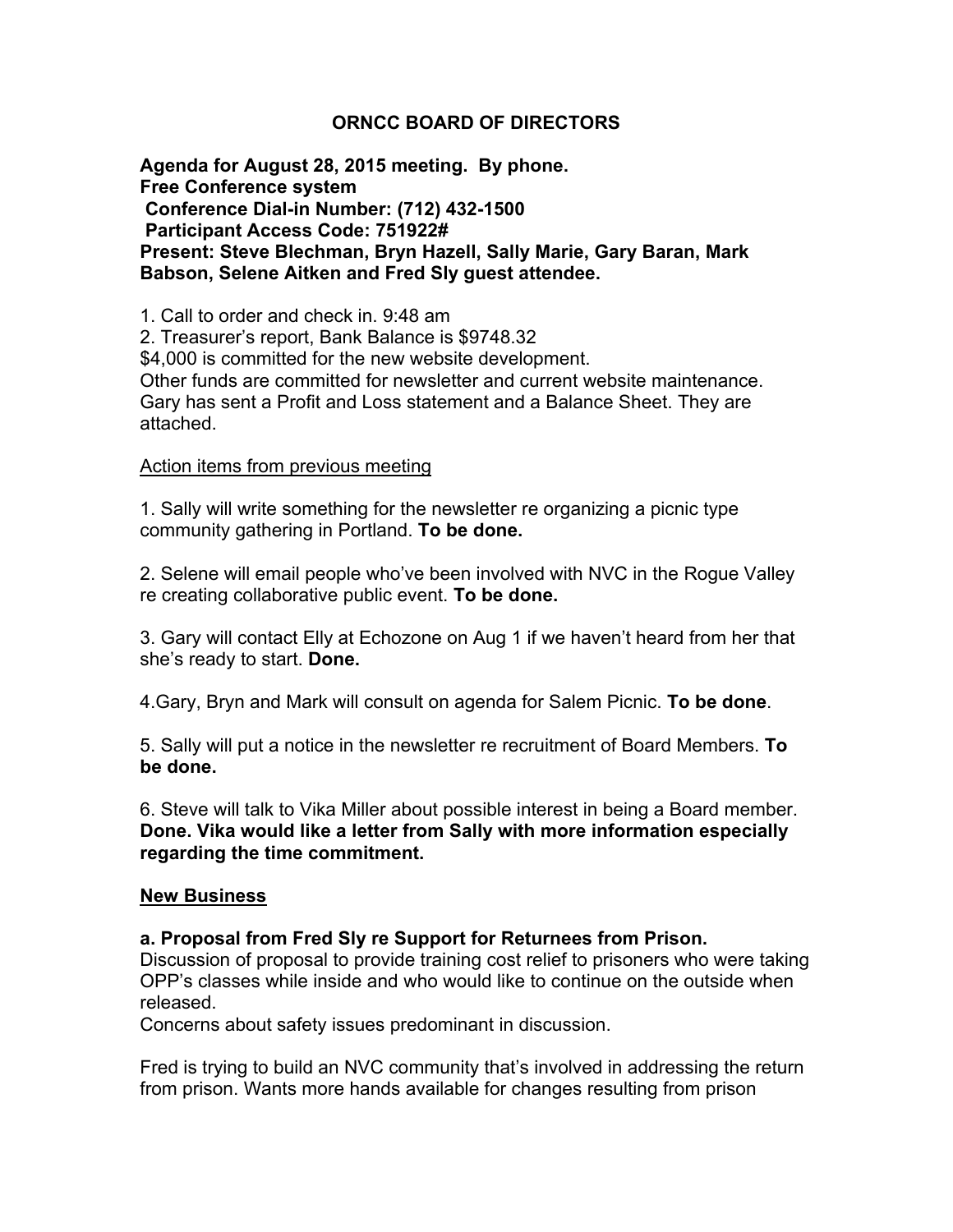# ORNCC BOARD OF DIRECTORS

**Agenda for August 28, 2015 meeting. By phone.**
**Free Conference system**
**Conference Dial-in Number: (712) 432-1500**
**Participant Access Code: 751922#**
**Present: Steve Blechman, Bryn Hazell, Sally Marie, Gary Baran, Mark Babson, Selene Aitken and Fred Sly guest attendee.**

1. Call to order and check in. 9:48 am
2. Treasurer's report, Bank Balance is $9748.32

$4,000 is committed for the new website development.
Other funds are committed for newsletter and current website maintenance.
Gary has sent a Profit and Loss statement and a Balance Sheet. They are attached.

<u>Action items from previous meeting</u>

1. Sally will write something for the newsletter re organizing a picnic type community gathering in Portland. **To be done.**

2. Selene will email people who've been involved with NVC in the Rogue Valley re creating collaborative public event. **To be done.**

3. Gary will contact Elly at Echozone on Aug 1 if we haven't heard from her that she's ready to start. **Done.**

4. Gary, Bryn and Mark will consult on agenda for Salem Picnic. **To be done**.

5. Sally will put a notice in the newsletter re recruitment of Board Members. **To be done.**

6. Steve will talk to Vika Miller about possible interest in being a Board member. **Done. Vika would like a letter from Sally with more information especially regarding the time commitment.**

**<u>New Business</u>**

**a. Proposal from Fred Sly re Support for Returnees from Prison.**
Discussion of proposal to provide training cost relief to prisoners who were taking OPP's classes while inside and who would like to continue on the outside when released.
Concerns about safety issues predominant in discussion.

Fred is trying to build an NVC community that's involved in addressing the return from prison. Wants more hands available for changes resulting from prison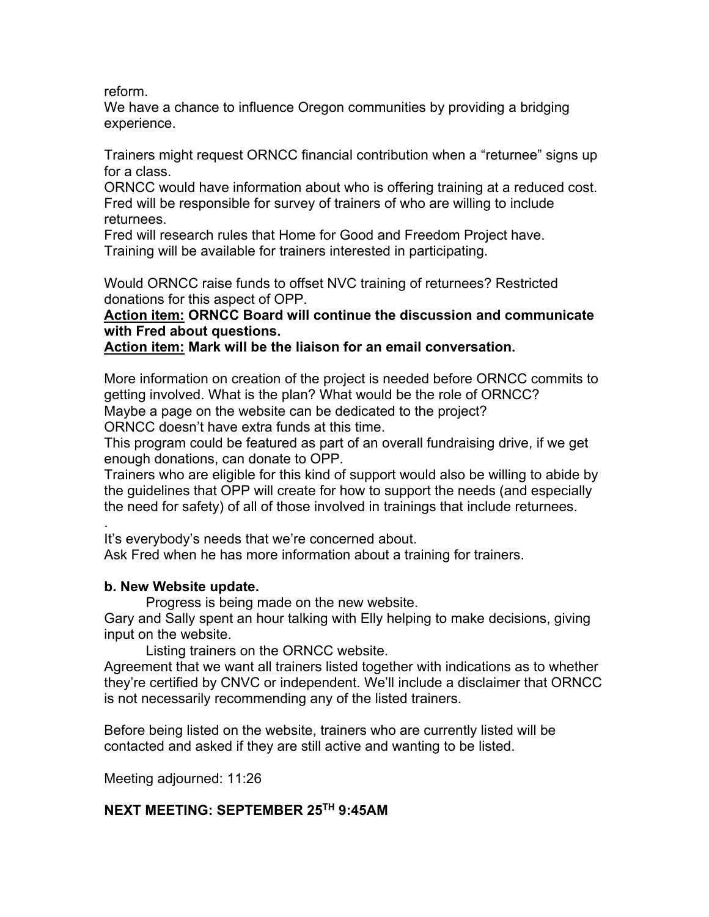reform.
We have a chance to influence Oregon communities by providing a bridging experience.

Trainers might request ORNCC financial contribution when a "returnee" signs up for a class.
ORNCC would have information about who is offering training at a reduced cost.
Fred will be responsible for survey of trainers of who are willing to include returnees.
Fred will research rules that Home for Good and Freedom Project have.
Training will be available for trainers interested in participating.

Would ORNCC raise funds to offset NVC training of returnees? Restricted donations for this aspect of OPP.
**<u>Action item:</u> ORNCC Board will continue the discussion and communicate with Fred about questions.**
**<u>Action item:</u> Mark will be the liaison for an email conversation.**

More information on creation of the project is needed before ORNCC commits to getting involved. What is the plan? What would be the role of ORNCC?
Maybe a page on the website can be dedicated to the project?
ORNCC doesn't have extra funds at this time.
This program could be featured as part of an overall fundraising drive, if we get enough donations, can donate to OPP.
Trainers who are eligible for this kind of support would also be willing to abide by the guidelines that OPP will create for how to support the needs (and especially the need for safety) of all of those involved in trainings that include returnees.
.
It's everybody's needs that we're concerned about.
Ask Fred when he has more information about a training for trainers.

**b. New Website update.**

Progress is being made on the new website.
Gary and Sally spent an hour talking with Elly helping to make decisions, giving input on the website.

Listing trainers on the ORNCC website.
Agreement that we want all trainers listed together with indications as to whether they're certified by CNVC or independent. We'll include a disclaimer that ORNCC is not necessarily recommending any of the listed trainers.

Before being listed on the website, trainers who are currently listed will be contacted and asked if they are still active and wanting to be listed.

Meeting adjourned: 11:26

**NEXT MEETING: SEPTEMBER 25TH 9:45AM**